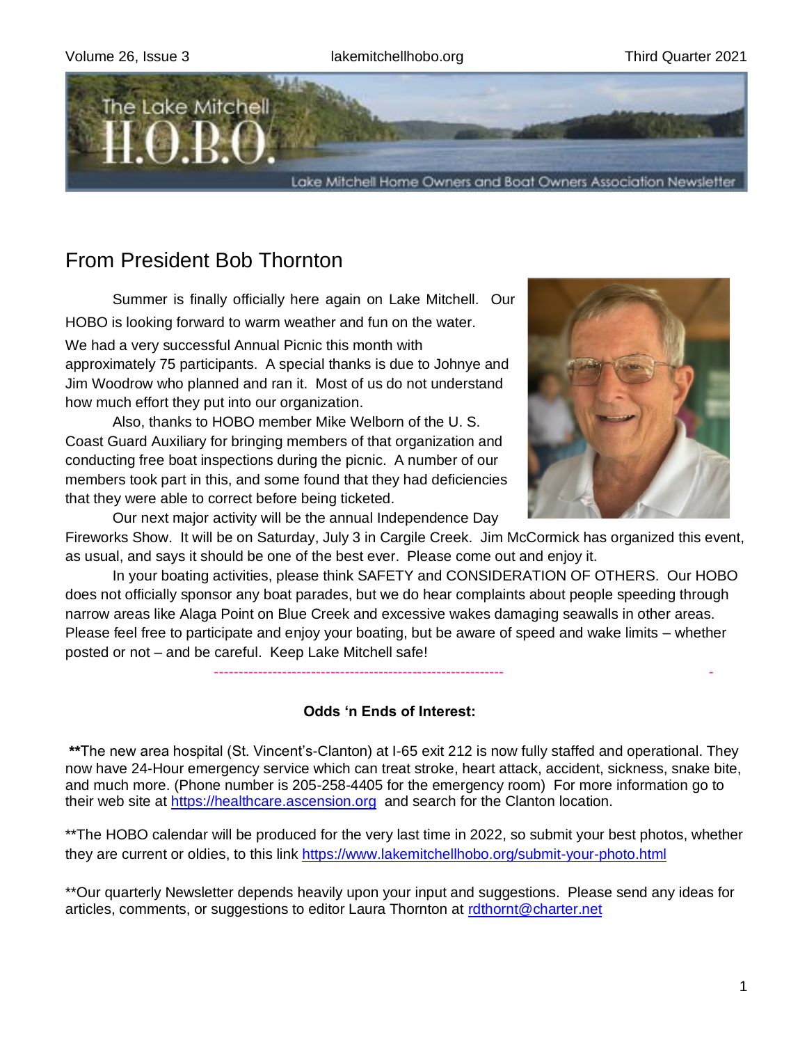# The Lake Mitchell H.O.B.O.

Lake Mitchell Home Owners and Boat Owners Association Newsletter

## From President Bob Thornton

Summer is finally officially here again on Lake Mitchell. Our HOBO is looking forward to warm weather and fun on the water. We had a very successful Annual Picnic this month with approximately 75 participants. A special thanks is due to Johnye and Jim Woodrow who planned and ran it. Most of us do not understand how much effort they put into our organization.

Also, thanks to HOBO member Mike Welborn of the U. S. Coast Guard Auxiliary for bringing members of that organization and conducting free boat inspections during the picnic. A number of our members took part in this, and some found that they had deficiencies that they were able to correct before being ticketed.

Our next major activity will be the annual Independence Day Fireworks Show. It will be on Saturday, July 3 in Cargile Creek. Jim McCormick has organized this event, as usual, and says it should be one of the best ever. Please come out and enjoy it.

In your boating activities, please think SAFETY and CONSIDERATION OF OTHERS. Our HOBO does not officially sponsor any boat parades, but we do hear complaints about people speeding through narrow areas like Alaga Point on Blue Creek and excessive wakes damaging seawalls in other areas. Please feel free to participate and enjoy your boating, but be aware of speed and wake limits – whether posted or not – and be careful. Keep Lake Mitchell safe!

---

**Odds 'n Ends of Interest:**

**The new area hospital (St. Vincent's-Clanton) at I-65 exit 212 is now fully staffed and operational. They now have 24-Hour emergency service which can treat stroke, heart attack, accident, sickness, snake bite, and much more. (Phone number is 205-258-4405 for the emergency room) For more information go to their web site at https://healthcare.ascension.org and search for the Clanton location.

**The HOBO calendar will be produced for the very last time in 2022, so submit your best photos, whether they are current or oldies, to this link https://www.lakemitchellhobo.org/submit-your-photo.html

**Our quarterly Newsletter depends heavily upon your input and suggestions. Please send any ideas for articles, comments, or suggestions to editor Laura Thornton at rdthornt@charter.net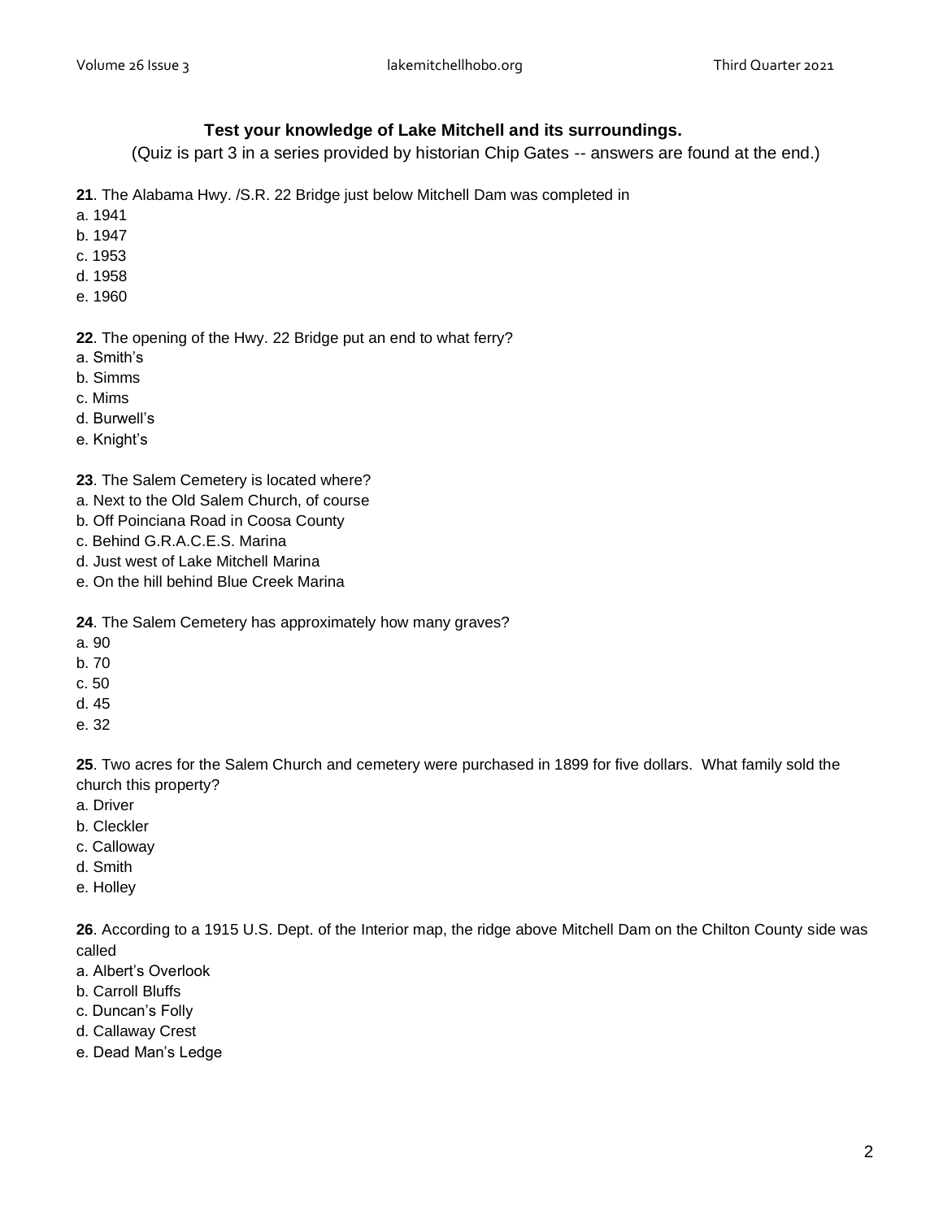### Test your knowledge of Lake Mitchell and its surroundings.

(Quiz is part 3 in a series provided by historian Chip Gates -- answers are found at the end.)

**21**. The Alabama Hwy. /S.R. 22 Bridge just below Mitchell Dam was completed in

a. 1941
b. 1947
c. 1953
d. 1958
e. 1960

**22**. The opening of the Hwy. 22 Bridge put an end to what ferry?

a. Smith's
b. Simms
c. Mims
d. Burwell's
e. Knight's

**23**. The Salem Cemetery is located where?

a. Next to the Old Salem Church, of course
b. Off Poinciana Road in Coosa County
c. Behind G.R.A.C.E.S. Marina
d. Just west of Lake Mitchell Marina
e. On the hill behind Blue Creek Marina

**24**. The Salem Cemetery has approximately how many graves?

a. 90
b. 70
c. 50
d. 45
e. 32

**25**. Two acres for the Salem Church and cemetery were purchased in 1899 for five dollars. What family sold the church this property?

a. Driver
b. Cleckler
c. Calloway
d. Smith
e. Holley

**26**. According to a 1915 U.S. Dept. of the Interior map, the ridge above Mitchell Dam on the Chilton County side was called

a. Albert's Overlook
b. Carroll Bluffs
c. Duncan's Folly
d. Callaway Crest
e. Dead Man's Ledge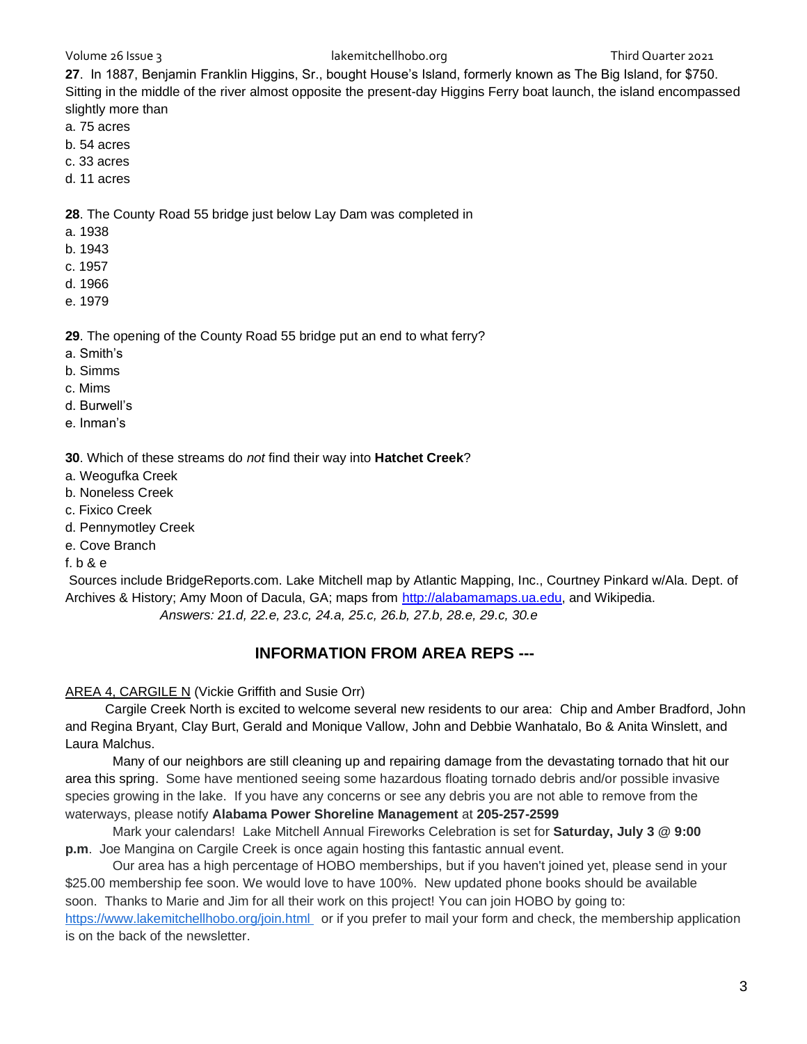**27**. In 1887, Benjamin Franklin Higgins, Sr., bought House's Island, formerly known as The Big Island, for $750. Sitting in the middle of the river almost opposite the present-day Higgins Ferry boat launch, the island encompassed slightly more than

a. 75 acres
b. 54 acres
c. 33 acres
d. 11 acres

**28**. The County Road 55 bridge just below Lay Dam was completed in

a. 1938
b. 1943
c. 1957
d. 1966
e. 1979

**29**. The opening of the County Road 55 bridge put an end to what ferry?

a. Smith's
b. Simms
c. Mims
d. Burwell's
e. Inman's

**30**. Which of these streams do *not* find their way into **Hatchet Creek**?

a. Weogufka Creek
b. Noneless Creek
c. Fixico Creek
d. Pennymotley Creek
e. Cove Branch
f. b & e

Sources include BridgeReports.com. Lake Mitchell map by Atlantic Mapping, Inc., Courtney Pinkard w/Ala. Dept. of Archives & History; Amy Moon of Dacula, GA; maps from http://alabamamaps.ua.edu, and Wikipedia.

*Answers: 21.d, 22.e, 23.c, 24.a, 25.c, 26.b, 27.b, 28.e, 29.c, 30.e*

## INFORMATION FROM AREA REPS ---

AREA 4, CARGILE N (Vickie Griffith and Susie Orr)

Cargile Creek North is excited to welcome several new residents to our area: Chip and Amber Bradford, John and Regina Bryant, Clay Burt, Gerald and Monique Vallow, John and Debbie Wanhatalo, Bo & Anita Winslett, and Laura Malchus.

Many of our neighbors are still cleaning up and repairing damage from the devastating tornado that hit our area this spring. Some have mentioned seeing some hazardous floating tornado debris and/or possible invasive species growing in the lake. If you have any concerns or see any debris you are not able to remove from the waterways, please notify **Alabama Power Shoreline Management** at **205-257-2599**

Mark your calendars! Lake Mitchell Annual Fireworks Celebration is set for **Saturday, July 3 @ 9:00 p.m**. Joe Mangina on Cargile Creek is once again hosting this fantastic annual event.

Our area has a high percentage of HOBO memberships, but if you haven't joined yet, please send in your $25.00 membership fee soon. We would love to have 100%. New updated phone books should be available soon. Thanks to Marie and Jim for all their work on this project! You can join HOBO by going to: https://www.lakemitchellhobo.org/join.html or if you prefer to mail your form and check, the membership application is on the back of the newsletter.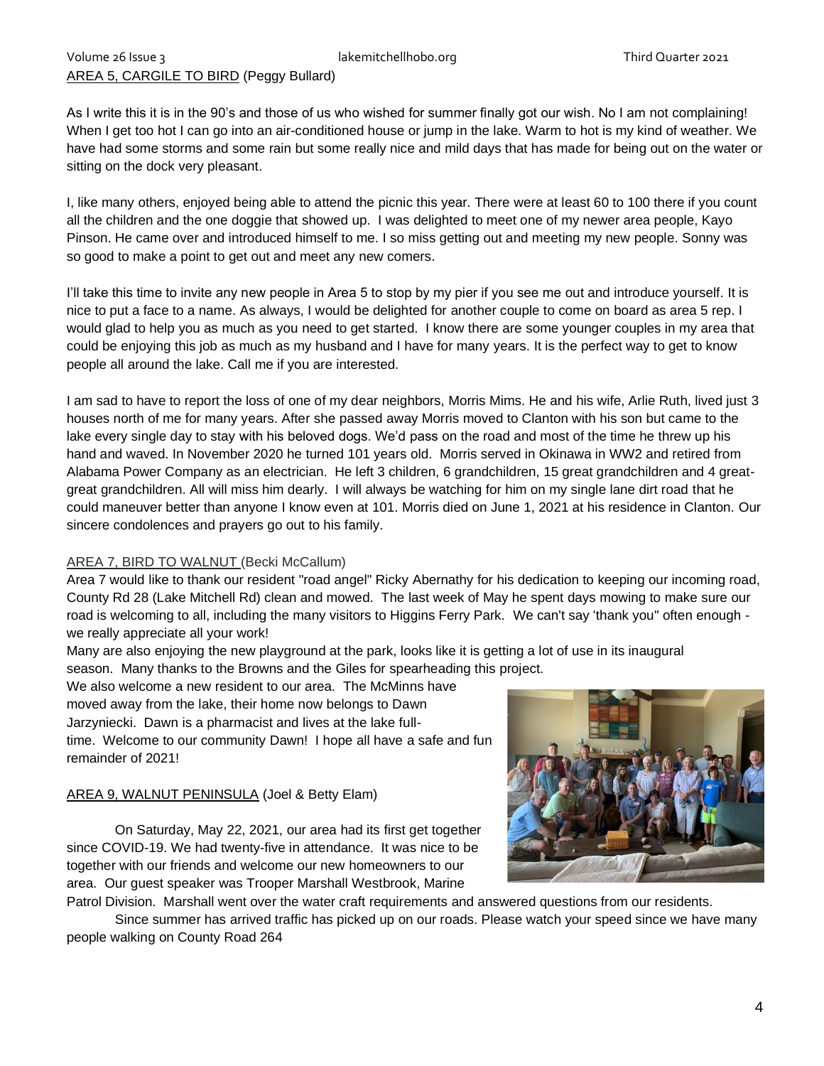AREA 5, CARGILE TO BIRD (Peggy Bullard)

As I write this it is in the 90's and those of us who wished for summer finally got our wish. No I am not complaining! When I get too hot I can go into an air-conditioned house or jump in the lake. Warm to hot is my kind of weather. We have had some storms and some rain but some really nice and mild days that has made for being out on the water or sitting on the dock very pleasant.

I, like many others, enjoyed being able to attend the picnic this year. There were at least 60 to 100 there if you count all the children and the one doggie that showed up. I was delighted to meet one of my newer area people, Kayo Pinson. He came over and introduced himself to me. I so miss getting out and meeting my new people. Sonny was so good to make a point to get out and meet any new comers.

I'll take this time to invite any new people in Area 5 to stop by my pier if you see me out and introduce yourself. It is nice to put a face to a name. As always, I would be delighted for another couple to come on board as area 5 rep. I would glad to help you as much as you need to get started. I know there are some younger couples in my area that could be enjoying this job as much as my husband and I have for many years. It is the perfect way to get to know people all around the lake. Call me if you are interested.

I am sad to have to report the loss of one of my dear neighbors, Morris Mims. He and his wife, Arlie Ruth, lived just 3 houses north of me for many years. After she passed away Morris moved to Clanton with his son but came to the lake every single day to stay with his beloved dogs. We'd pass on the road and most of the time he threw up his hand and waved. In November 2020 he turned 101 years old. Morris served in Okinawa in WW2 and retired from Alabama Power Company as an electrician. He left 3 children, 6 grandchildren, 15 great grandchildren and 4 great-great grandchildren. All will miss him dearly. I will always be watching for him on my single lane dirt road that he could maneuver better than anyone I know even at 101. Morris died on June 1, 2021 at his residence in Clanton. Our sincere condolences and prayers go out to his family.

AREA 7, BIRD TO WALNUT (Becki McCallum)

Area 7 would like to thank our resident "road angel" Ricky Abernathy for his dedication to keeping our incoming road, County Rd 28 (Lake Mitchell Rd) clean and mowed. The last week of May he spent days mowing to make sure our road is welcoming to all, including the many visitors to Higgins Ferry Park. We can't say 'thank you" often enough - we really appreciate all your work!

Many are also enjoying the new playground at the park, looks like it is getting a lot of use in its inaugural season. Many thanks to the Browns and the Giles for spearheading this project.

We also welcome a new resident to our area. The McMinns have moved away from the lake, their home now belongs to Dawn Jarzyniecki. Dawn is a pharmacist and lives at the lake full-time. Welcome to our community Dawn! I hope all have a safe and fun remainder of 2021!

AREA 9, WALNUT PENINSULA (Joel & Betty Elam)

On Saturday, May 22, 2021, our area had its first get together since COVID-19. We had twenty-five in attendance. It was nice to be together with our friends and welcome our new homeowners to our area. Our guest speaker was Trooper Marshall Westbrook, Marine Patrol Division. Marshall went over the water craft requirements and answered questions from our residents.

Since summer has arrived traffic has picked up on our roads. Please watch your speed since we have many people walking on County Road 264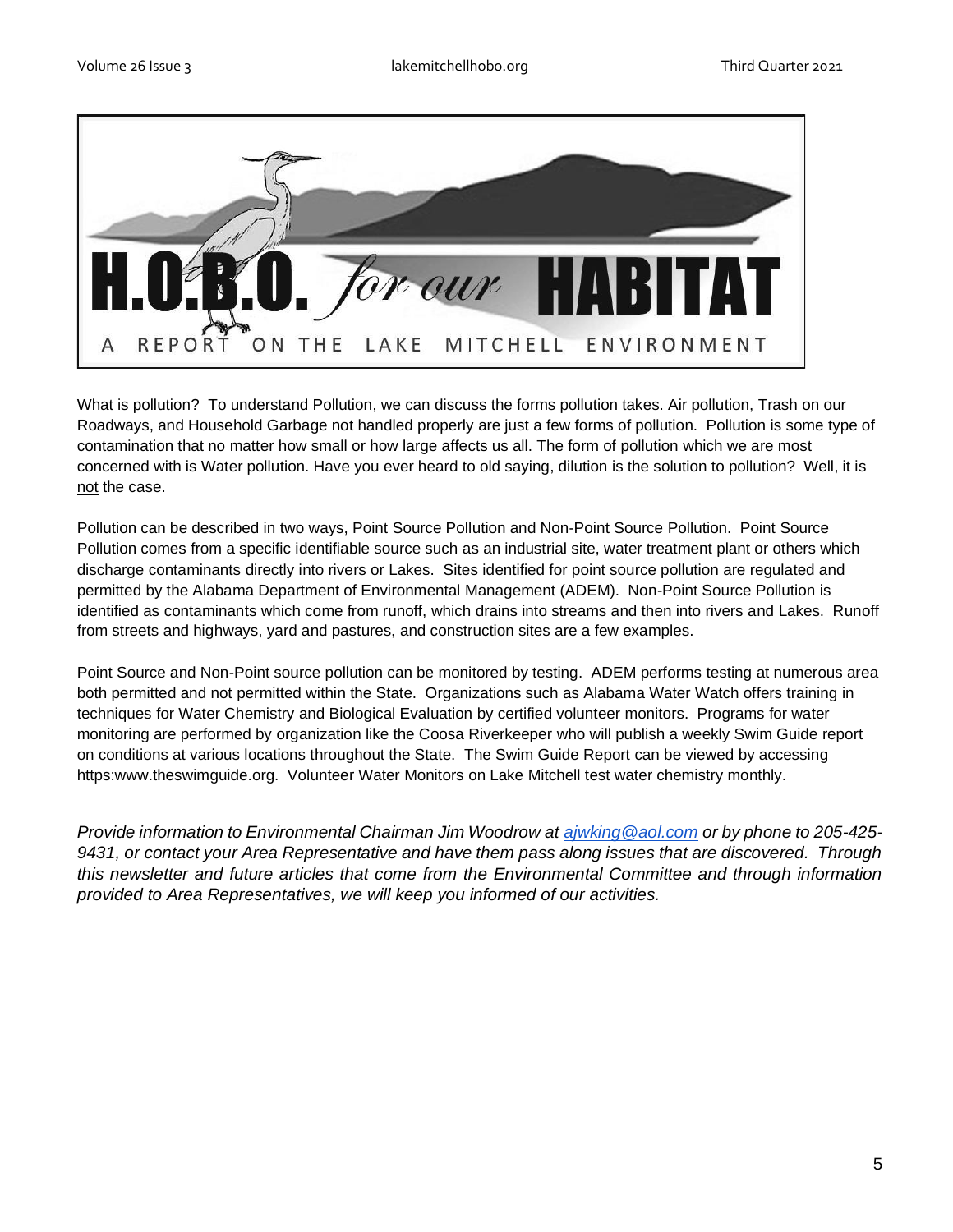# H.O.B.O. *for our* HABITAT

## A REPORT ON THE LAKE MITCHELL ENVIRONMENT

What is pollution? To understand Pollution, we can discuss the forms pollution takes. Air pollution, Trash on our Roadways, and Household Garbage not handled properly are just a few forms of pollution. Pollution is some type of contamination that no matter how small or how large affects us all. The form of pollution which we are most concerned with is Water pollution. Have you ever heard to old saying, dilution is the solution to pollution? Well, it is not the case.

Pollution can be described in two ways, Point Source Pollution and Non-Point Source Pollution. Point Source Pollution comes from a specific identifiable source such as an industrial site, water treatment plant or others which discharge contaminants directly into rivers or Lakes. Sites identified for point source pollution are regulated and permitted by the Alabama Department of Environmental Management (ADEM). Non-Point Source Pollution is identified as contaminants which come from runoff, which drains into streams and then into rivers and Lakes. Runoff from streets and highways, yard and pastures, and construction sites are a few examples.

Point Source and Non-Point source pollution can be monitored by testing. ADEM performs testing at numerous area both permitted and not permitted within the State. Organizations such as Alabama Water Watch offers training in techniques for Water Chemistry and Biological Evaluation by certified volunteer monitors. Programs for water monitoring are performed by organization like the Coosa Riverkeeper who will publish a weekly Swim Guide report on conditions at various locations throughout the State. The Swim Guide Report can be viewed by accessing https:www.theswimguide.org. Volunteer Water Monitors on Lake Mitchell test water chemistry monthly.

*Provide information to Environmental Chairman Jim Woodrow at ajwking@aol.com or by phone to 205-425-9431, or contact your Area Representative and have them pass along issues that are discovered. Through this newsletter and future articles that come from the Environmental Committee and through information provided to Area Representatives, we will keep you informed of our activities.*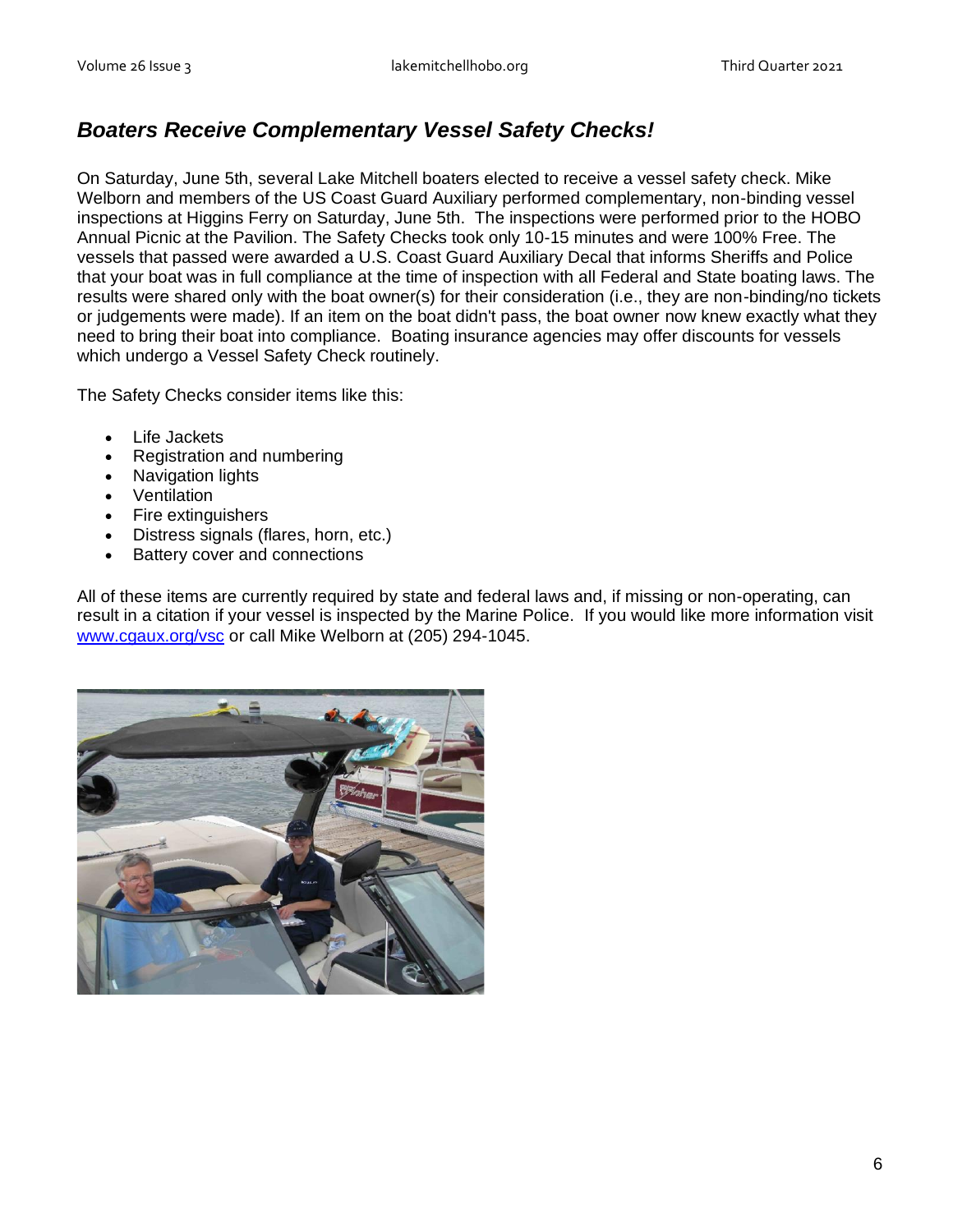## *Boaters Receive Complementary Vessel Safety Checks!*

On Saturday, June 5th, several Lake Mitchell boaters elected to receive a vessel safety check. Mike Welborn and members of the US Coast Guard Auxiliary performed complementary, non-binding vessel inspections at Higgins Ferry on Saturday, June 5th. The inspections were performed prior to the HOBO Annual Picnic at the Pavilion. The Safety Checks took only 10-15 minutes and were 100% Free. The vessels that passed were awarded a U.S. Coast Guard Auxiliary Decal that informs Sheriffs and Police that your boat was in full compliance at the time of inspection with all Federal and State boating laws. The results were shared only with the boat owner(s) for their consideration (i.e., they are non-binding/no tickets or judgements were made). If an item on the boat didn't pass, the boat owner now knew exactly what they need to bring their boat into compliance. Boating insurance agencies may offer discounts for vessels which undergo a Vessel Safety Check routinely.

The Safety Checks consider items like this:

- Life Jackets
- Registration and numbering
- Navigation lights
- Ventilation
- Fire extinguishers
- Distress signals (flares, horn, etc.)
- Battery cover and connections

All of these items are currently required by state and federal laws and, if missing or non-operating, can result in a citation if your vessel is inspected by the Marine Police. If you would like more information visit www.cgaux.org/vsc or call Mike Welborn at (205) 294-1045.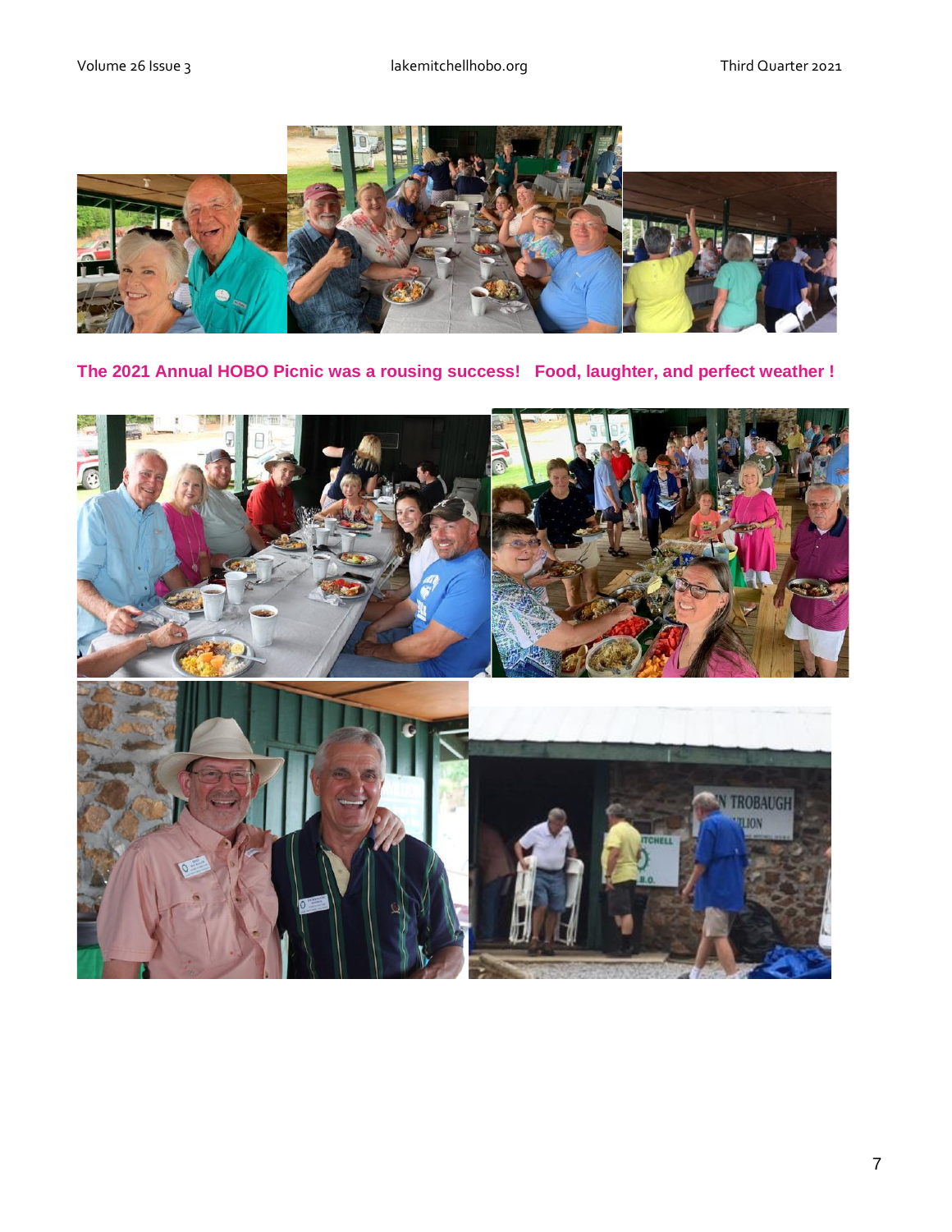**The 2021 Annual HOBO Picnic was a rousing success! Food, laughter, and perfect weather !**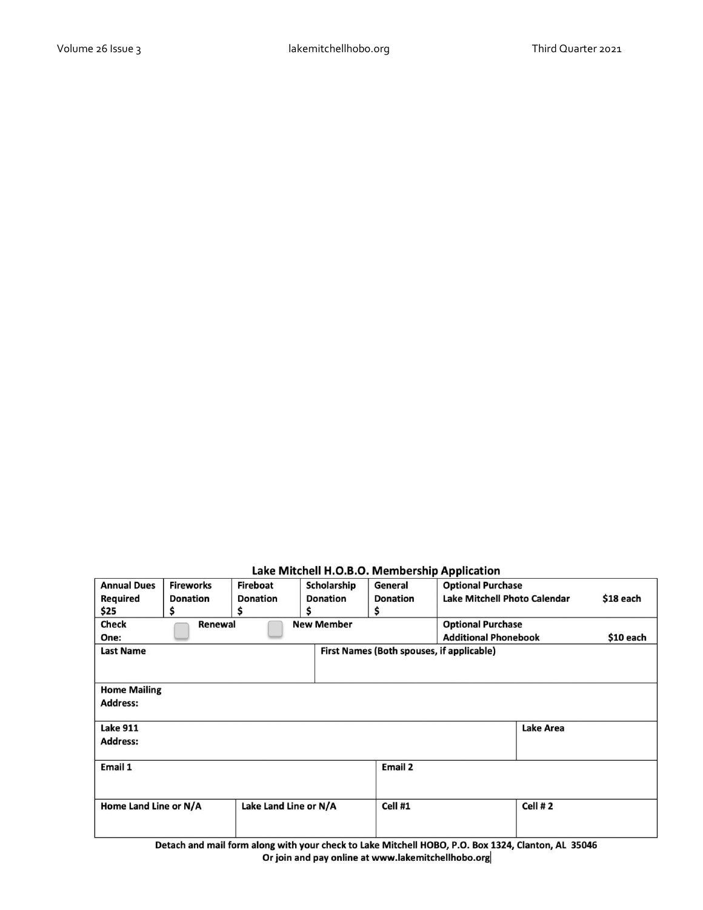## Lake Mitchell H.O.B.O. Membership Application

| Annual Dues Required $25 | Fireworks Donation $ | Fireboat Donation $ | Scholarship Donation $ | General Donation $ | Optional Purchase Lake Mitchell Photo Calendar $18 each |
|---|---|---|---|---|---|
| Check One: | ☐ Renewal | ☐ New Member | | | Optional Purchase Additional Phonebook $10 each |
| Last Name | | | First Names (Both spouses, if applicable) | | |
| Home Mailing Address: | | | | | |
| Lake 911 Address: | | | | | Lake Area |
| Email 1 | | | Email 2 | | |
| Home Land Line or N/A | | Lake Land Line or N/A | Cell #1 | | Cell # 2 |

**Detach and mail form along with your check to Lake Mitchell HOBO, P.O. Box 1324, Clanton, AL 35046**
**Or join and pay online at www.lakemitchellhobo.org**